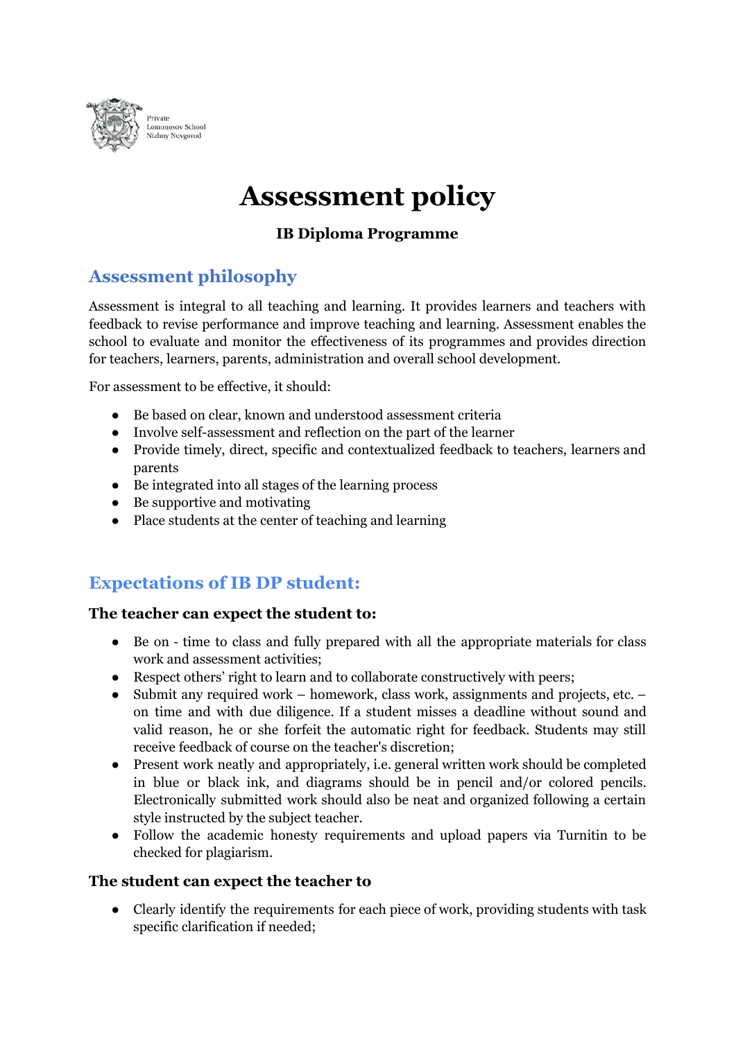Private
Lomonosov School
Nizhny Novgorod

# Assessment policy

**IB Diploma Programme**

## Assessment philosophy

Assessment is integral to all teaching and learning. It provides learners and teachers with feedback to revise performance and improve teaching and learning. Assessment enables the school to evaluate and monitor the effectiveness of its programmes and provides direction for teachers, learners, parents, administration and overall school development.

For assessment to be effective, it should:

- Be based on clear, known and understood assessment criteria
- Involve self-assessment and reflection on the part of the learner
- Provide timely, direct, specific and contextualized feedback to teachers, learners and parents
- Be integrated into all stages of the learning process
- Be supportive and motivating
- Place students at the center of teaching and learning

## Expectations of IB DP student:

### The teacher can expect the student to:

- Be on - time to class and fully prepared with all the appropriate materials for class work and assessment activities;
- Respect others' right to learn and to collaborate constructively with peers;
- Submit any required work – homework, class work, assignments and projects, etc. – on time and with due diligence. If a student misses a deadline without sound and valid reason, he or she forfeit the automatic right for feedback. Students may still receive feedback of course on the teacher's discretion;
- Present work neatly and appropriately, i.e. general written work should be completed in blue or black ink, and diagrams should be in pencil and/or colored pencils. Electronically submitted work should also be neat and organized following a certain style instructed by the subject teacher.
- Follow the academic honesty requirements and upload papers via Turnitin to be checked for plagiarism.

### The student can expect the teacher to

- Clearly identify the requirements for each piece of work, providing students with task specific clarification if needed;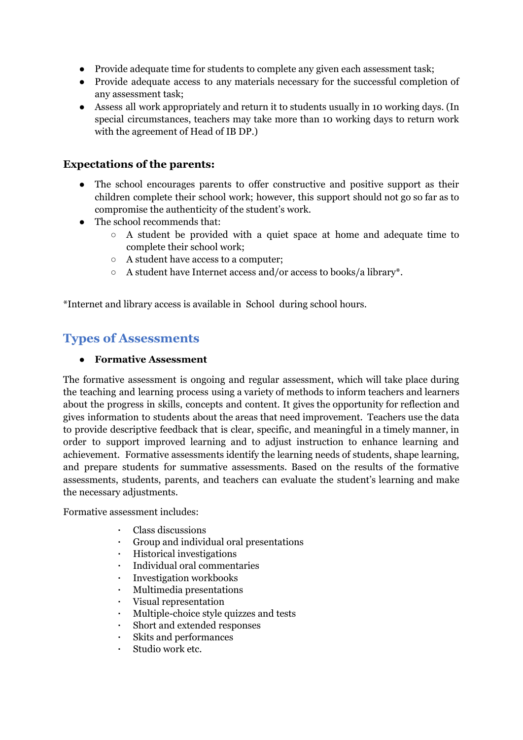- Provide adequate time for students to complete any given each assessment task;
- Provide adequate access to any materials necessary for the successful completion of any assessment task;
- Assess all work appropriately and return it to students usually in 10 working days. (In special circumstances, teachers may take more than 10 working days to return work with the agreement of Head of IB DP.)

### Expectations of the parents:

- The school encourages parents to offer constructive and positive support as their children complete their school work; however, this support should not go so far as to compromise the authenticity of the student's work.
- The school recommends that:
  - A student be provided with a quiet space at home and adequate time to complete their school work;
  - A student have access to a computer;
  - A student have Internet access and/or access to books/a library*.

*Internet and library access is available in School during school hours.

## Types of Assessments

- **Formative Assessment**

The formative assessment is ongoing and regular assessment, which will take place during the teaching and learning process using a variety of methods to inform teachers and learners about the progress in skills, concepts and content. It gives the opportunity for reflection and gives information to students about the areas that need improvement. Teachers use the data to provide descriptive feedback that is clear, specific, and meaningful in a timely manner, in order to support improved learning and to adjust instruction to enhance learning and achievement. Formative assessments identify the learning needs of students, shape learning, and prepare students for summative assessments. Based on the results of the formative assessments, students, parents, and teachers can evaluate the student's learning and make the necessary adjustments.

Formative assessment includes:

- Class discussions
- Group and individual oral presentations
- Historical investigations
- Individual oral commentaries
- Investigation workbooks
- Multimedia presentations
- Visual representation
- Multiple-choice style quizzes and tests
- Short and extended responses
- Skits and performances
- Studio work etc.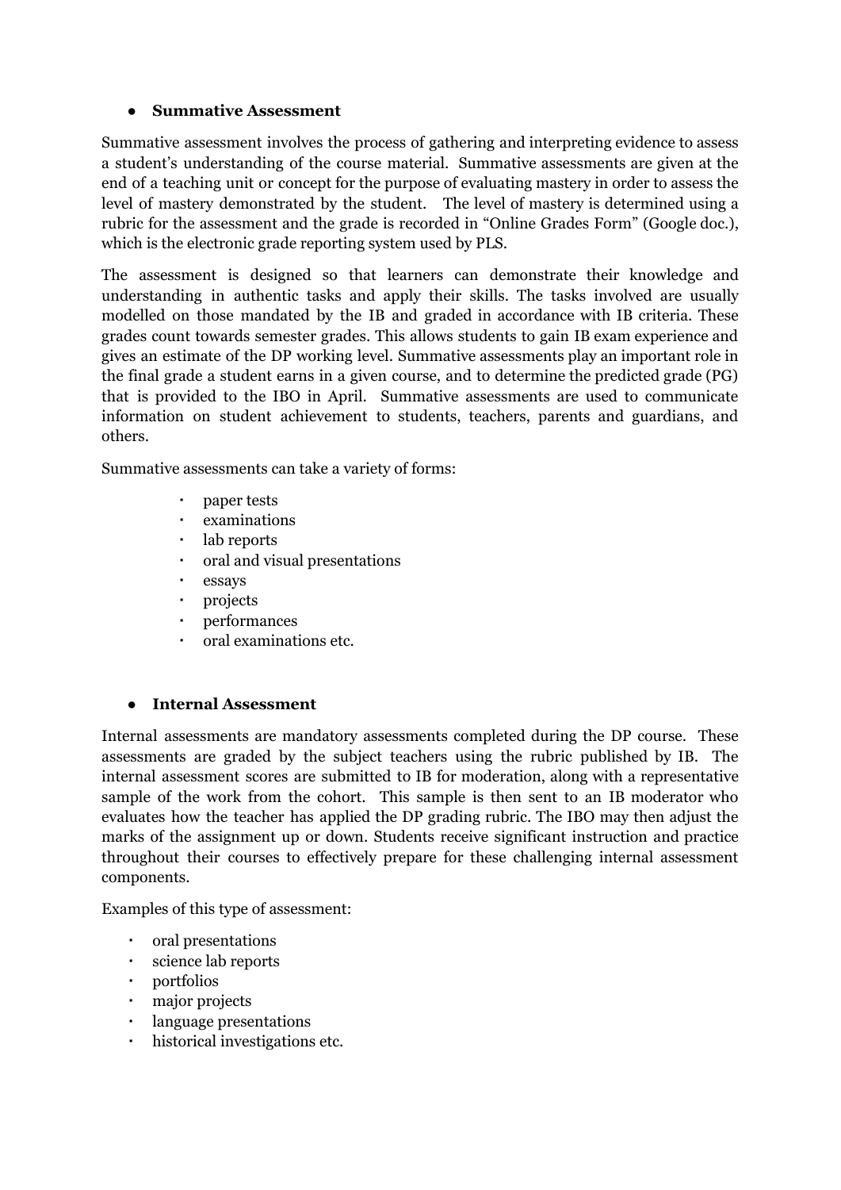- **Summative Assessment**

Summative assessment involves the process of gathering and interpreting evidence to assess a student's understanding of the course material. Summative assessments are given at the end of a teaching unit or concept for the purpose of evaluating mastery in order to assess the level of mastery demonstrated by the student. The level of mastery is determined using a rubric for the assessment and the grade is recorded in "Online Grades Form" (Google doc.), which is the electronic grade reporting system used by PLS.

The assessment is designed so that learners can demonstrate their knowledge and understanding in authentic tasks and apply their skills. The tasks involved are usually modelled on those mandated by the IB and graded in accordance with IB criteria. These grades count towards semester grades. This allows students to gain IB exam experience and gives an estimate of the DP working level. Summative assessments play an important role in the final grade a student earns in a given course, and to determine the predicted grade (PG) that is provided to the IBO in April. Summative assessments are used to communicate information on student achievement to students, teachers, parents and guardians, and others.

Summative assessments can take a variety of forms:

- paper tests
- examinations
- lab reports
- oral and visual presentations
- essays
- projects
- performances
- oral examinations etc.

- **Internal Assessment**

Internal assessments are mandatory assessments completed during the DP course. These assessments are graded by the subject teachers using the rubric published by IB. The internal assessment scores are submitted to IB for moderation, along with a representative sample of the work from the cohort. This sample is then sent to an IB moderator who evaluates how the teacher has applied the DP grading rubric. The IBO may then adjust the marks of the assignment up or down. Students receive significant instruction and practice throughout their courses to effectively prepare for these challenging internal assessment components.

Examples of this type of assessment:

- oral presentations
- science lab reports
- portfolios
- major projects
- language presentations
- historical investigations etc.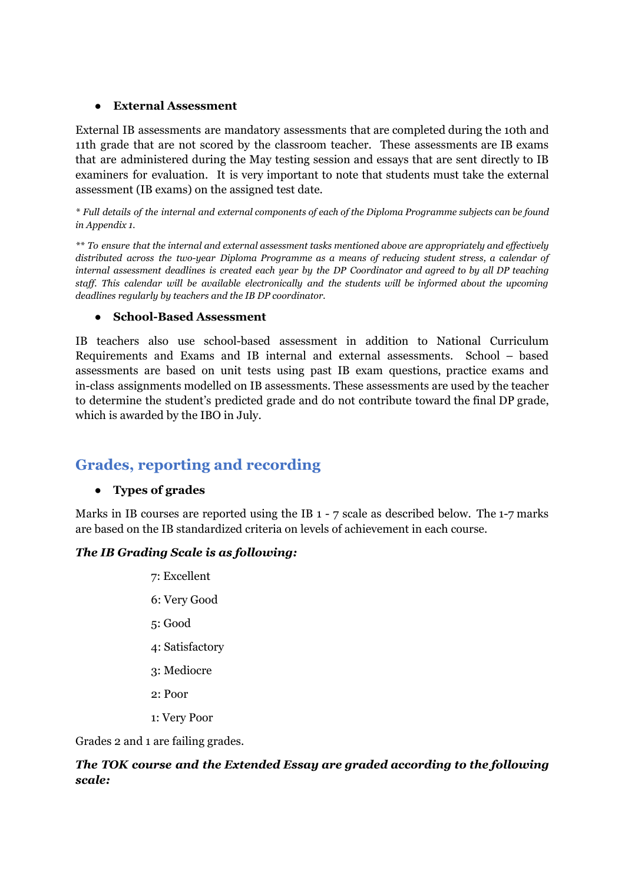- **External Assessment**

External IB assessments are mandatory assessments that are completed during the 10th and 11th grade that are not scored by the classroom teacher. These assessments are IB exams that are administered during the May testing session and essays that are sent directly to IB examiners for evaluation. It is very important to note that students must take the external assessment (IB exams) on the assigned test date.

*\* Full details of the internal and external components of each of the Diploma Programme subjects can be found in Appendix 1.*

*\*\* To ensure that the internal and external assessment tasks mentioned above are appropriately and effectively distributed across the two-year Diploma Programme as a means of reducing student stress, a calendar of internal assessment deadlines is created each year by the DP Coordinator and agreed to by all DP teaching staff. This calendar will be available electronically and the students will be informed about the upcoming deadlines regularly by teachers and the IB DP coordinator.*

- **School-Based Assessment**

IB teachers also use school-based assessment in addition to National Curriculum Requirements and Exams and IB internal and external assessments. School – based assessments are based on unit tests using past IB exam questions, practice exams and in-class assignments modelled on IB assessments. These assessments are used by the teacher to determine the student's predicted grade and do not contribute toward the final DP grade, which is awarded by the IBO in July.

## Grades, reporting and recording

- **Types of grades**

Marks in IB courses are reported using the IB 1 - 7 scale as described below. The 1-7 marks are based on the IB standardized criteria on levels of achievement in each course.

***The IB Grading Scale is as following:***

7: Excellent

6: Very Good

5: Good

4: Satisfactory

3: Mediocre

2: Poor

1: Very Poor

Grades 2 and 1 are failing grades.

***The TOK course and the Extended Essay are graded according to the following scale:***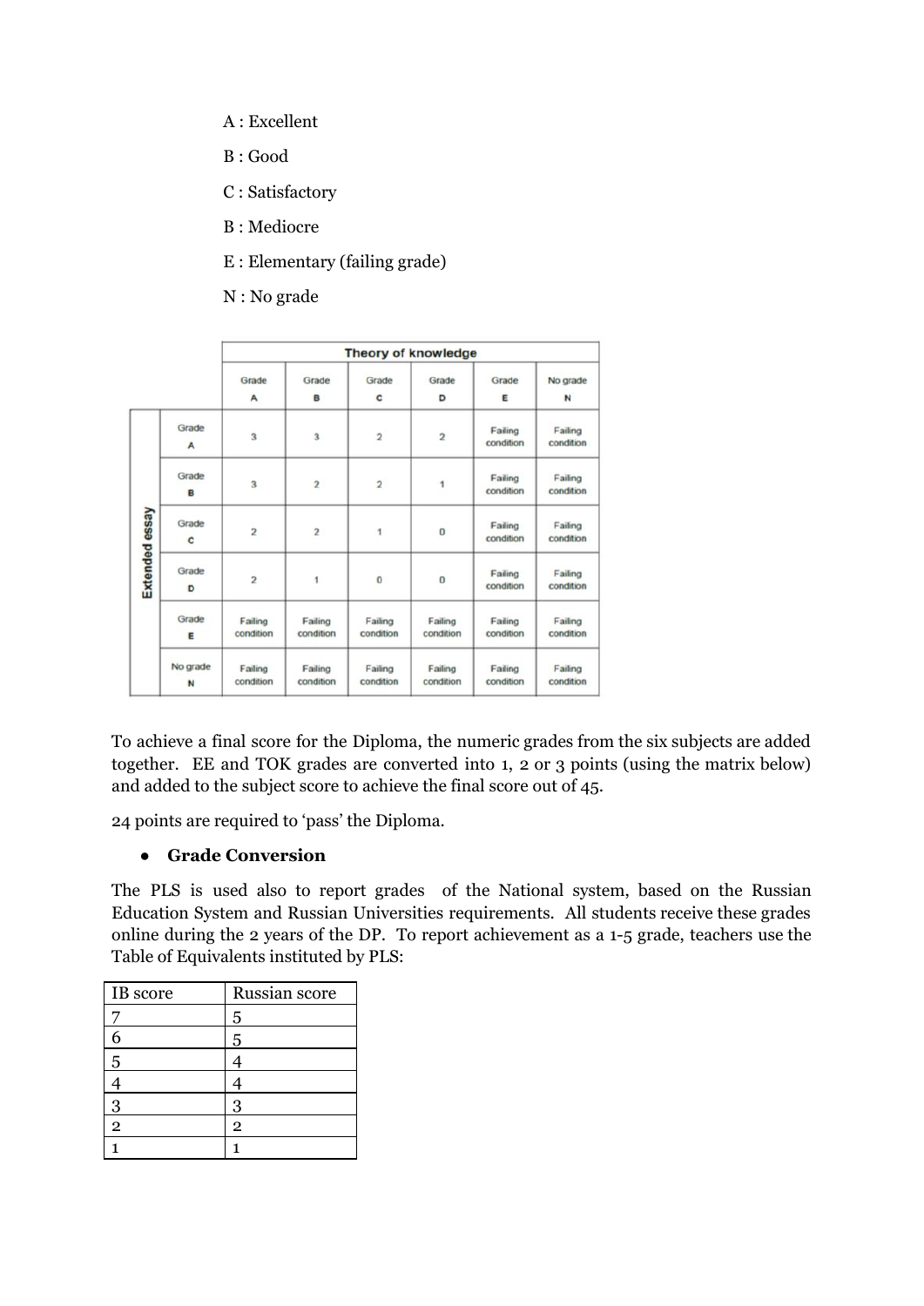A : Excellent

B : Good

C : Satisfactory

B : Mediocre

E : Elementary (failing grade)

N : No grade

| | | Theory of knowledge | | | | | |
|---|---|---|---|---|---|---|---|
| | | Grade A | Grade B | Grade C | Grade D | Grade E | No grade N |
| Extended essay | Grade A | 3 | 3 | 2 | 2 | Failing condition | Failing condition |
| | Grade B | 3 | 2 | 2 | 1 | Failing condition | Failing condition |
| | Grade C | 2 | 2 | 1 | 0 | Failing condition | Failing condition |
| | Grade D | 2 | 1 | 0 | 0 | Failing condition | Failing condition |
| | Grade E | Failing condition | Failing condition | Failing condition | Failing condition | Failing condition | Failing condition |
| | No grade N | Failing condition | Failing condition | Failing condition | Failing condition | Failing condition | Failing condition |

To achieve a final score for the Diploma, the numeric grades from the six subjects are added together. EE and TOK grades are converted into 1, 2 or 3 points (using the matrix below) and added to the subject score to achieve the final score out of 45.

24 points are required to 'pass' the Diploma.

- **Grade Conversion**

The PLS is used also to report grades of the National system, based on the Russian Education System and Russian Universities requirements. All students receive these grades online during the 2 years of the DP. To report achievement as a 1-5 grade, teachers use the Table of Equivalents instituted by PLS:

| IB score | Russian score |
|---|---|
| 7 | 5 |
| 6 | 5 |
| 5 | 4 |
| 4 | 4 |
| 3 | 3 |
| 2 | 2 |
| 1 | 1 |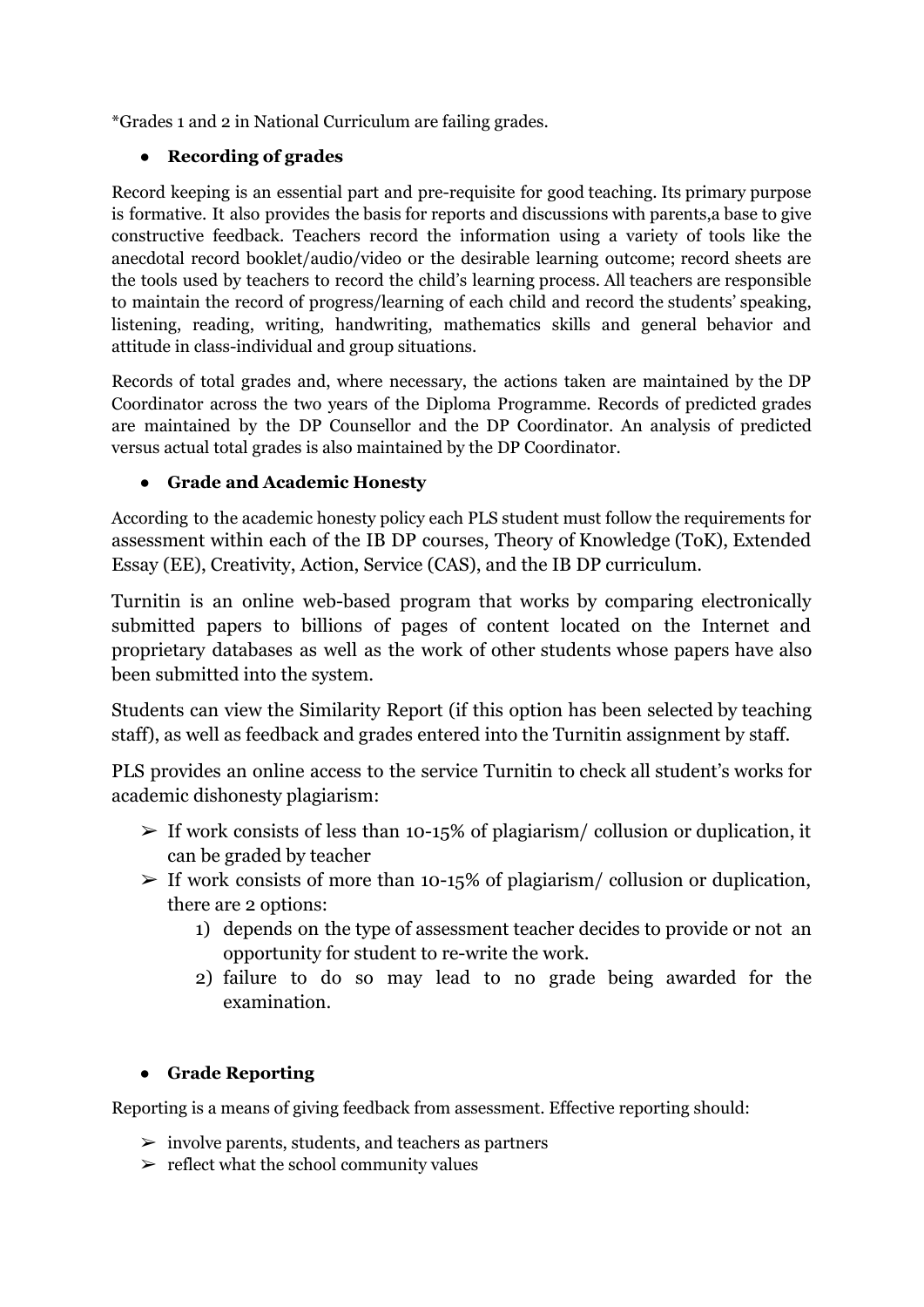*Grades 1 and 2 in National Curriculum are failing grades.

- **Recording of grades**

Record keeping is an essential part and pre-requisite for good teaching. Its primary purpose is formative. It also provides the basis for reports and discussions with parents,a base to give constructive feedback. Teachers record the information using a variety of tools like the anecdotal record booklet/audio/video or the desirable learning outcome; record sheets are the tools used by teachers to record the child's learning process. All teachers are responsible to maintain the record of progress/learning of each child and record the students' speaking, listening, reading, writing, handwriting, mathematics skills and general behavior and attitude in class-individual and group situations.

Records of total grades and, where necessary, the actions taken are maintained by the DP Coordinator across the two years of the Diploma Programme. Records of predicted grades are maintained by the DP Counsellor and the DP Coordinator. An analysis of predicted versus actual total grades is also maintained by the DP Coordinator.

- **Grade and Academic Honesty**

According to the academic honesty policy each PLS student must follow the requirements for assessment within each of the IB DP courses, Theory of Knowledge (ToK), Extended Essay (EE), Creativity, Action, Service (CAS), and the IB DP curriculum.

Turnitin is an online web-based program that works by comparing electronically submitted papers to billions of pages of content located on the Internet and proprietary databases as well as the work of other students whose papers have also been submitted into the system.

Students can view the Similarity Report (if this option has been selected by teaching staff), as well as feedback and grades entered into the Turnitin assignment by staff.

PLS provides an online access to the service Turnitin to check all student's works for academic dishonesty plagiarism:

- ➢ If work consists of less than 10-15% of plagiarism/ collusion or duplication, it can be graded by teacher
- ➢ If work consists of more than 10-15% of plagiarism/ collusion or duplication, there are 2 options:
  1) depends on the type of assessment teacher decides to provide or not an opportunity for student to re-write the work.
  2) failure to do so may lead to no grade being awarded for the examination.

- **Grade Reporting**

Reporting is a means of giving feedback from assessment. Effective reporting should:

- ➢ involve parents, students, and teachers as partners
- ➢ reflect what the school community values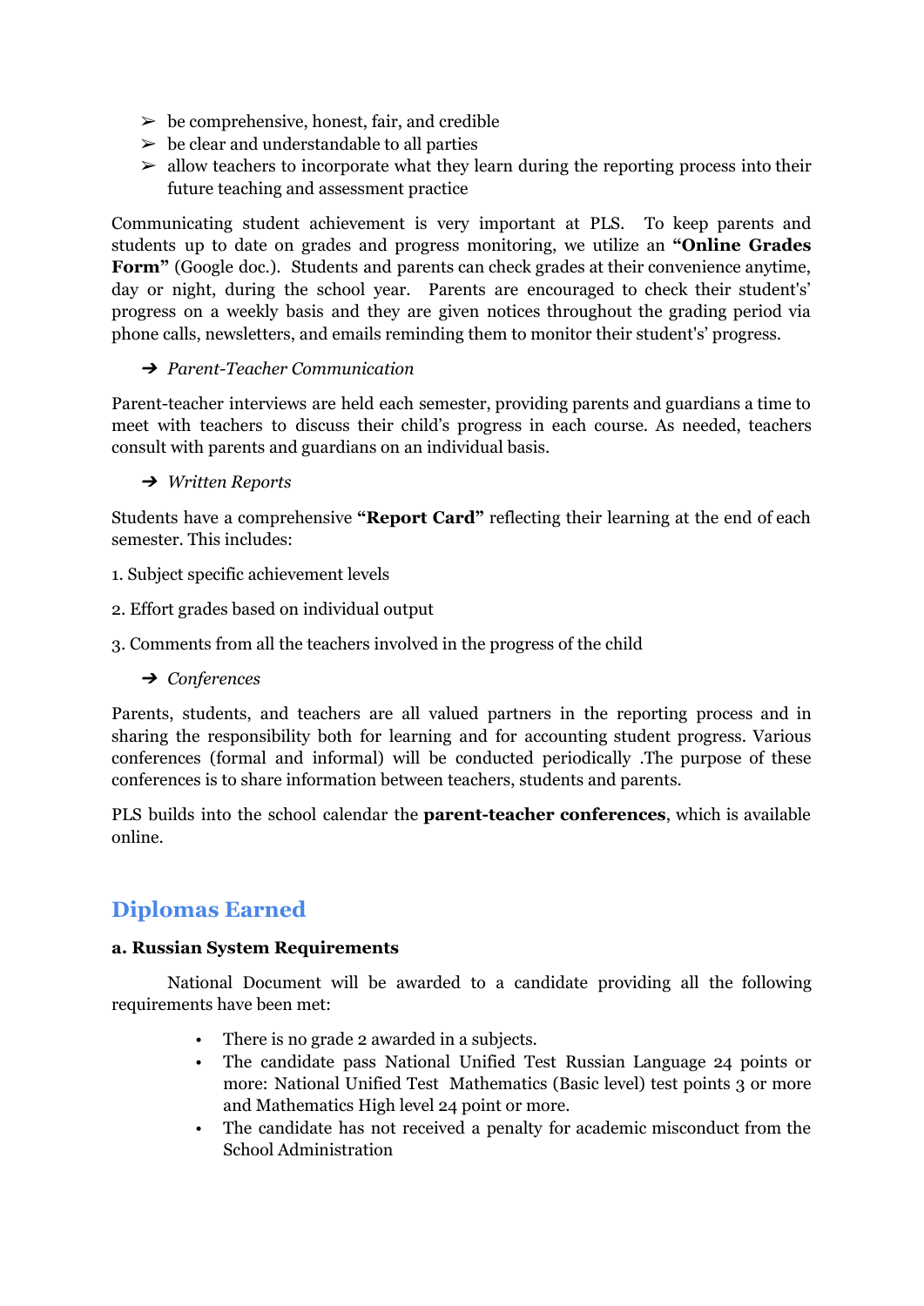- ➢ be comprehensive, honest, fair, and credible
- ➢ be clear and understandable to all parties
- ➢ allow teachers to incorporate what they learn during the reporting process into their future teaching and assessment practice

Communicating student achievement is very important at PLS. To keep parents and students up to date on grades and progress monitoring, we utilize an **"Online Grades Form"** (Google doc.). Students and parents can check grades at their convenience anytime, day or night, during the school year. Parents are encouraged to check their student's' progress on a weekly basis and they are given notices throughout the grading period via phone calls, newsletters, and emails reminding them to monitor their student's' progress.

➔ *Parent-Teacher Communication*

Parent-teacher interviews are held each semester, providing parents and guardians a time to meet with teachers to discuss their child's progress in each course. As needed, teachers consult with parents and guardians on an individual basis.

➔ *Written Reports*

Students have a comprehensive **"Report Card"** reflecting their learning at the end of each semester. This includes:

1. Subject specific achievement levels

2. Effort grades based on individual output

3. Comments from all the teachers involved in the progress of the child

➔ *Conferences*

Parents, students, and teachers are all valued partners in the reporting process and in sharing the responsibility both for learning and for accounting student progress. Various conferences (formal and informal) will be conducted periodically .The purpose of these conferences is to share information between teachers, students and parents.

PLS builds into the school calendar the **parent-teacher conferences**, which is available online.

## Diplomas Earned

**a. Russian System Requirements**

National Document will be awarded to a candidate providing all the following requirements have been met:

- There is no grade 2 awarded in a subjects.
- The candidate pass National Unified Test Russian Language 24 points or more: National Unified Test Mathematics (Basic level) test points 3 or more and Mathematics High level 24 point or more.
- The candidate has not received a penalty for academic misconduct from the School Administration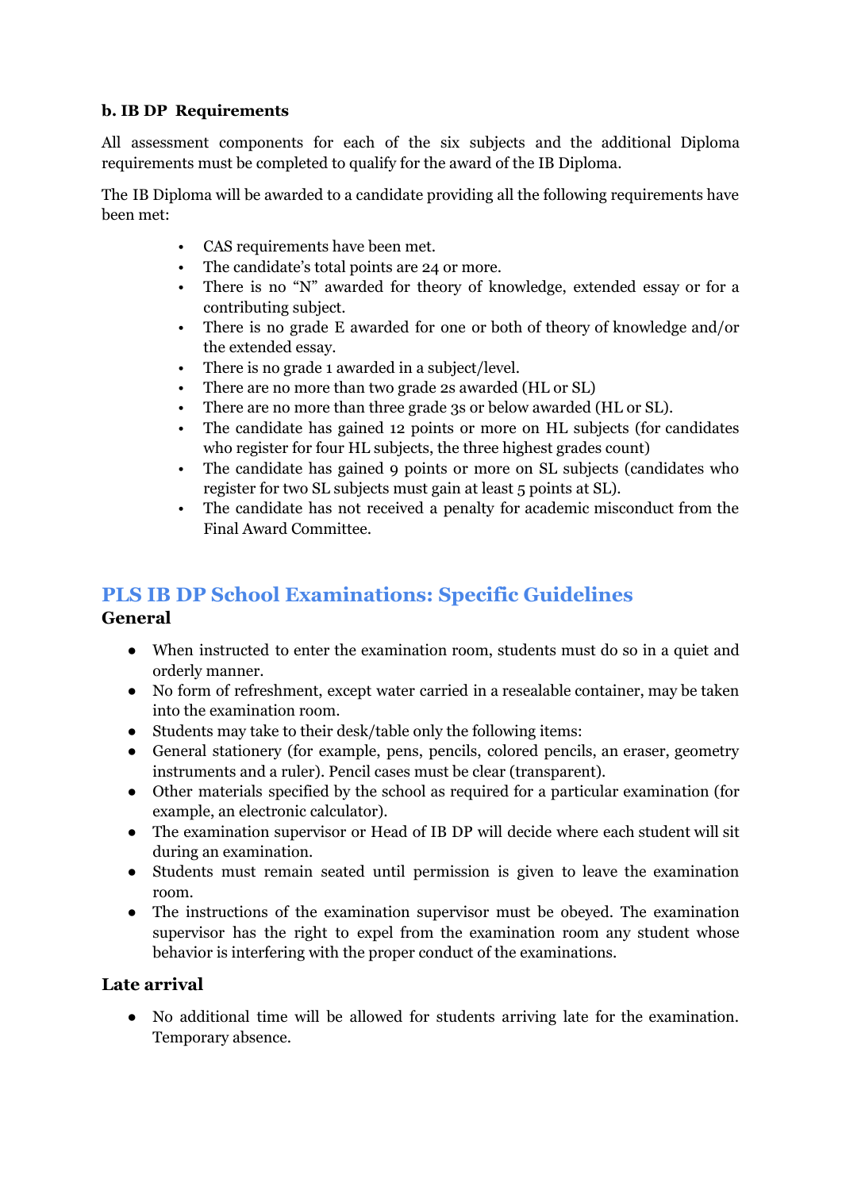**b. IB DP Requirements**

All assessment components for each of the six subjects and the additional Diploma requirements must be completed to qualify for the award of the IB Diploma.

The IB Diploma will be awarded to a candidate providing all the following requirements have been met:

- CAS requirements have been met.
- The candidate's total points are 24 or more.
- There is no "N" awarded for theory of knowledge, extended essay or for a contributing subject.
- There is no grade E awarded for one or both of theory of knowledge and/or the extended essay.
- There is no grade 1 awarded in a subject/level.
- There are no more than two grade 2s awarded (HL or SL)
- There are no more than three grade 3s or below awarded (HL or SL).
- The candidate has gained 12 points or more on HL subjects (for candidates who register for four HL subjects, the three highest grades count)
- The candidate has gained 9 points or more on SL subjects (candidates who register for two SL subjects must gain at least 5 points at SL).
- The candidate has not received a penalty for academic misconduct from the Final Award Committee.

## PLS IB DP School Examinations: Specific Guidelines

### General

- When instructed to enter the examination room, students must do so in a quiet and orderly manner.
- No form of refreshment, except water carried in a resealable container, may be taken into the examination room.
- Students may take to their desk/table only the following items:
- General stationery (for example, pens, pencils, colored pencils, an eraser, geometry instruments and a ruler). Pencil cases must be clear (transparent).
- Other materials specified by the school as required for a particular examination (for example, an electronic calculator).
- The examination supervisor or Head of IB DP will decide where each student will sit during an examination.
- Students must remain seated until permission is given to leave the examination room.
- The instructions of the examination supervisor must be obeyed. The examination supervisor has the right to expel from the examination room any student whose behavior is interfering with the proper conduct of the examinations.

### Late arrival

- No additional time will be allowed for students arriving late for the examination. Temporary absence.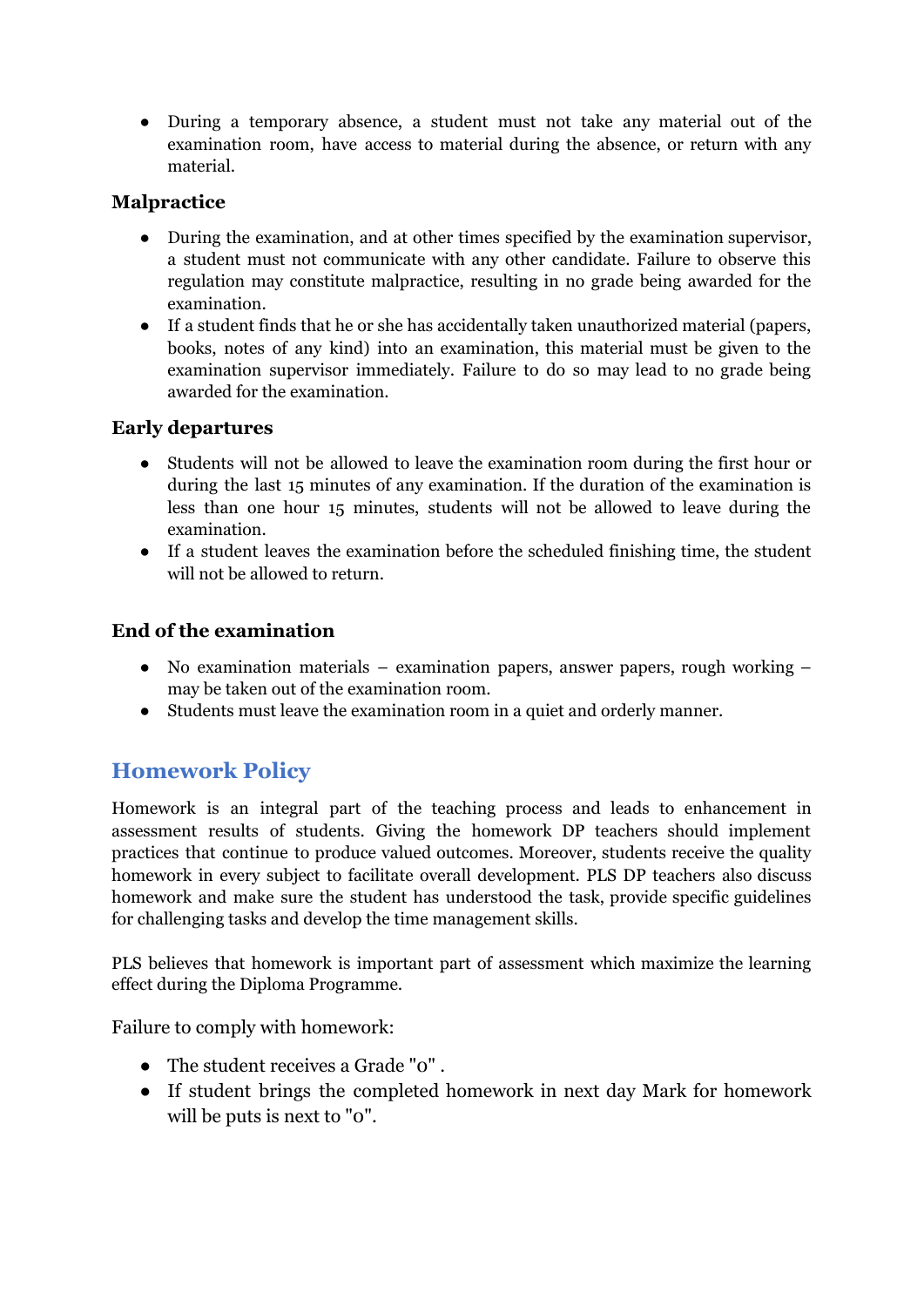- During a temporary absence, a student must not take any material out of the examination room, have access to material during the absence, or return with any material.

### Malpractice

- During the examination, and at other times specified by the examination supervisor, a student must not communicate with any other candidate. Failure to observe this regulation may constitute malpractice, resulting in no grade being awarded for the examination.
- If a student finds that he or she has accidentally taken unauthorized material (papers, books, notes of any kind) into an examination, this material must be given to the examination supervisor immediately. Failure to do so may lead to no grade being awarded for the examination.

### Early departures

- Students will not be allowed to leave the examination room during the first hour or during the last 15 minutes of any examination. If the duration of the examination is less than one hour 15 minutes, students will not be allowed to leave during the examination.
- If a student leaves the examination before the scheduled finishing time, the student will not be allowed to return.

### End of the examination

- No examination materials – examination papers, answer papers, rough working – may be taken out of the examination room.
- Students must leave the examination room in a quiet and orderly manner.

## Homework Policy

Homework is an integral part of the teaching process and leads to enhancement in assessment results of students. Giving the homework DP teachers should implement practices that continue to produce valued outcomes. Moreover, students receive the quality homework in every subject to facilitate overall development. PLS DP teachers also discuss homework and make sure the student has understood the task, provide specific guidelines for challenging tasks and develop the time management skills.

PLS believes that homework is important part of assessment which maximize the learning effect during the Diploma Programme.

Failure to comply with homework:

- The student receives a Grade "0" .
- If student brings the completed homework in next day Mark for homework will be puts is next to "0".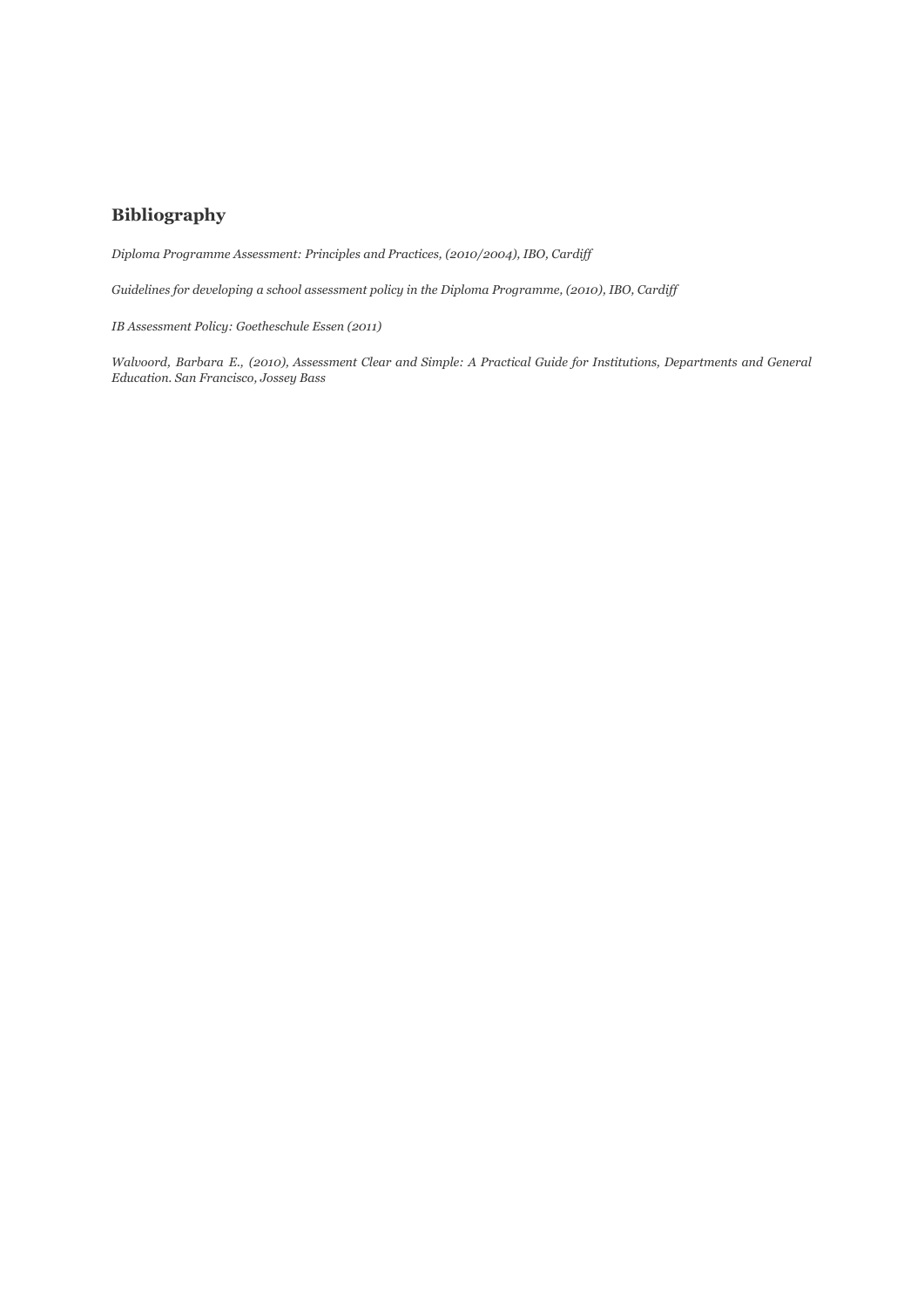## Bibliography

*Diploma Programme Assessment: Principles and Practices, (2010/2004), IBO, Cardiff*

*Guidelines for developing a school assessment policy in the Diploma Programme, (2010), IBO, Cardiff*

*IB Assessment Policy: Goetheschule Essen (2011)*

*Walvoord, Barbara E., (2010), Assessment Clear and Simple: A Practical Guide for Institutions, Departments and General Education. San Francisco, Jossey Bass*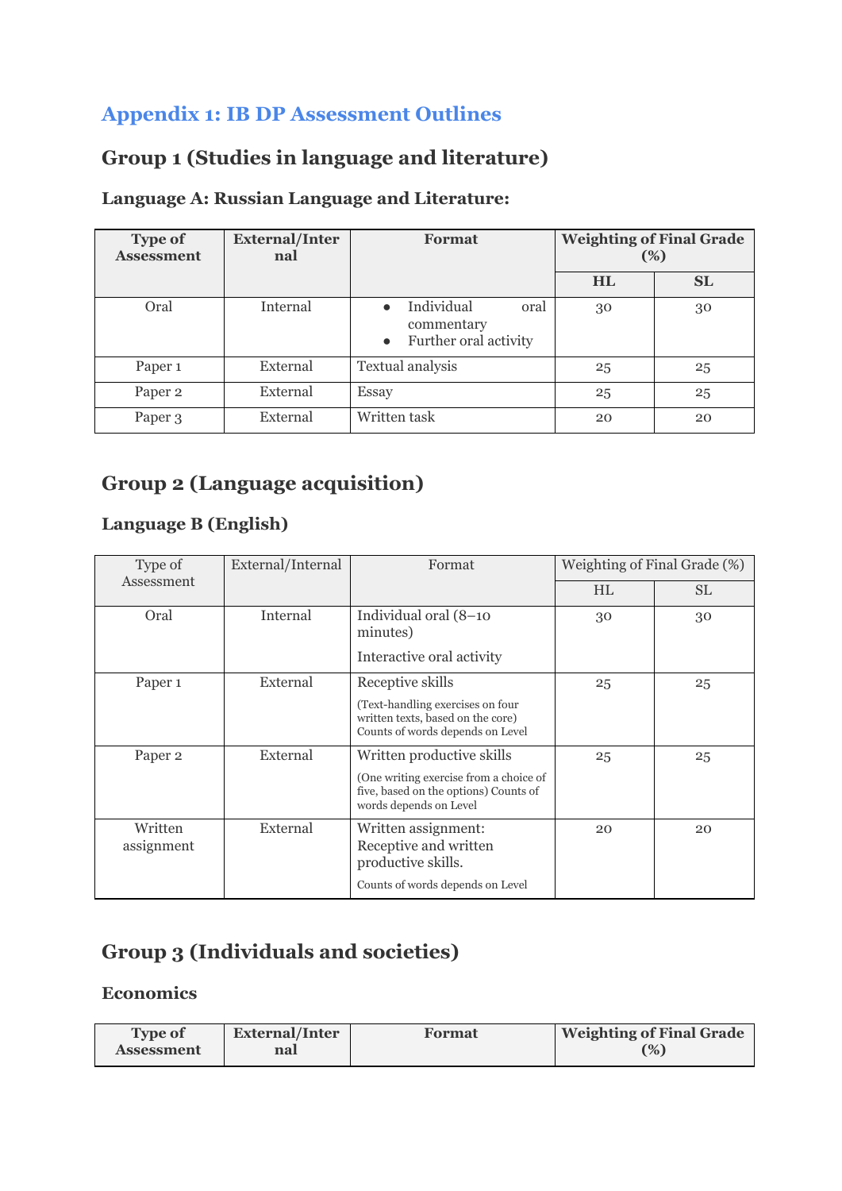## Appendix 1: IB DP Assessment Outlines

## Group 1 (Studies in language and literature)

### Language A: Russian Language and Literature:

| Type of Assessment | External/Internal | Format | Weighting of Final Grade (%) | |
|---|---|---|---|---|
| | | | HL | SL |
| Oral | Internal | • Individual oral commentary<br>• Further oral activity | 30 | 30 |
| Paper 1 | External | Textual analysis | 25 | 25 |
| Paper 2 | External | Essay | 25 | 25 |
| Paper 3 | External | Written task | 20 | 20 |

## Group 2 (Language acquisition)

### Language B (English)

| Type of Assessment | External/Internal | Format | Weighting of Final Grade (%) | |
|---|---|---|---|---|
| | | | HL | SL |
| Oral | Internal | Individual oral (8–10 minutes)<br>Interactive oral activity | 30 | 30 |
| Paper 1 | External | Receptive skills<br>(Text-handling exercises on four written texts, based on the core) Counts of words depends on Level | 25 | 25 |
| Paper 2 | External | Written productive skills<br>(One writing exercise from a choice of five, based on the options) Counts of words depends on Level | 25 | 25 |
| Written assignment | External | Written assignment: Receptive and written productive skills.<br>Counts of words depends on Level | 20 | 20 |

## Group 3 (Individuals and societies)

### Economics

| Type of Assessment | External/Internal | Format | Weighting of Final Grade (%) |
|---|---|---|---|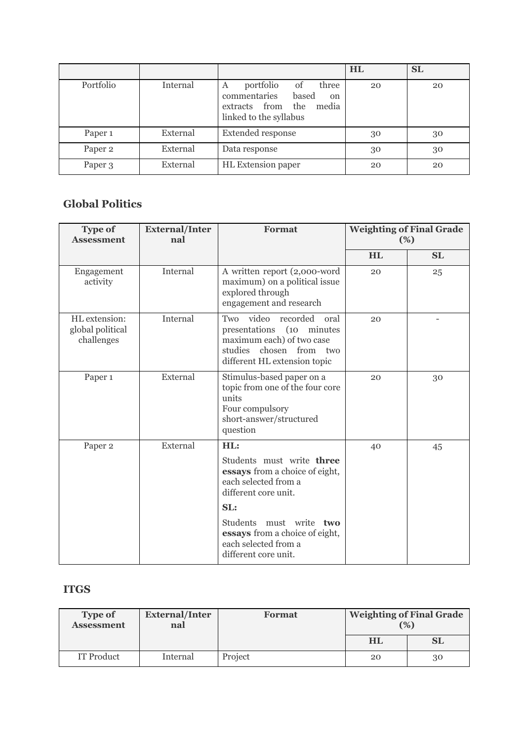| | | | HL | SL |
|---|---|---|---|---|
| Portfolio | Internal | A portfolio of three commentaries based on extracts from the media linked to the syllabus | 20 | 20 |
| Paper 1 | External | Extended response | 30 | 30 |
| Paper 2 | External | Data response | 30 | 30 |
| Paper 3 | External | HL Extension paper | 20 | 20 |

## Global Politics

| Type of Assessment | External/Internal | Format | Weighting of Final Grade (%) | |
|---|---|---|---|---|
| | | | HL | SL |
| Engagement activity | Internal | A written report (2,000-word maximum) on a political issue explored through engagement and research | 20 | 25 |
| HL extension: global political challenges | Internal | Two video recorded oral presentations (10 minutes maximum each) of two case studies chosen from two different HL extension topic | 20 | - |
| Paper 1 | External | Stimulus-based paper on a topic from one of the four core units<br>Four compulsory short-answer/structured question | 20 | 30 |
| Paper 2 | External | **HL:**<br>Students must write **three essays** from a choice of eight, each selected from a different core unit.<br>**SL:**<br>Students must write **two essays** from a choice of eight, each selected from a different core unit. | 40 | 45 |

## ITGS

| Type of Assessment | External/Internal | Format | Weighting of Final Grade (%) | |
|---|---|---|---|---|
| | | | HL | SL |
| IT Product | Internal | Project | 20 | 30 |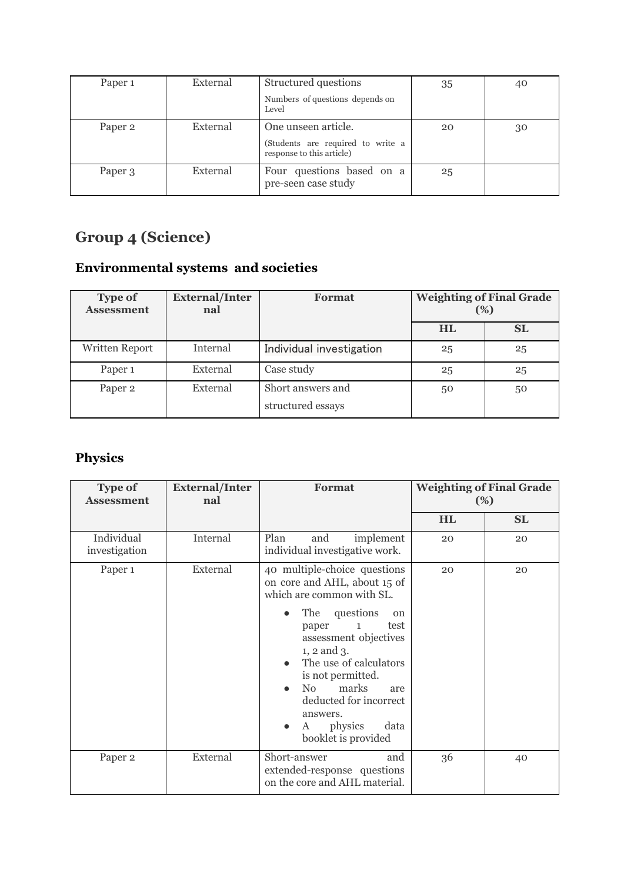| Paper 1 | External | Structured questions<br>Numbers of questions depends on Level | 35 | 40 |
|---|---|---|---|---|
| Paper 2 | External | One unseen article.<br>(Students are required to write a response to this article) | 20 | 30 |
| Paper 3 | External | Four questions based on a pre-seen case study | 25 | |

## Group 4 (Science)

### Environmental systems and societies

| Type of Assessment | External/Internal | Format | Weighting of Final Grade (%) | |
|---|---|---|---|---|
| | | | HL | SL |
| Written Report | Internal | Individual investigation | 25 | 25 |
| Paper 1 | External | Case study | 25 | 25 |
| Paper 2 | External | Short answers and structured essays | 50 | 50 |

### Physics

| Type of Assessment | External/Internal | Format | Weighting of Final Grade (%) | |
|---|---|---|---|---|
| | | | HL | SL |
| Individual investigation | Internal | Plan and implement individual investigative work. | 20 | 20 |
| Paper 1 | External | 40 multiple-choice questions on core and AHL, about 15 of which are common with SL.<br>• The questions on paper 1 test assessment objectives 1, 2 and 3.<br>• The use of calculators is not permitted.<br>• No marks are deducted for incorrect answers.<br>• A physics data booklet is provided | 20 | 20 |
| Paper 2 | External | Short-answer and extended-response questions on the core and AHL material. | 36 | 40 |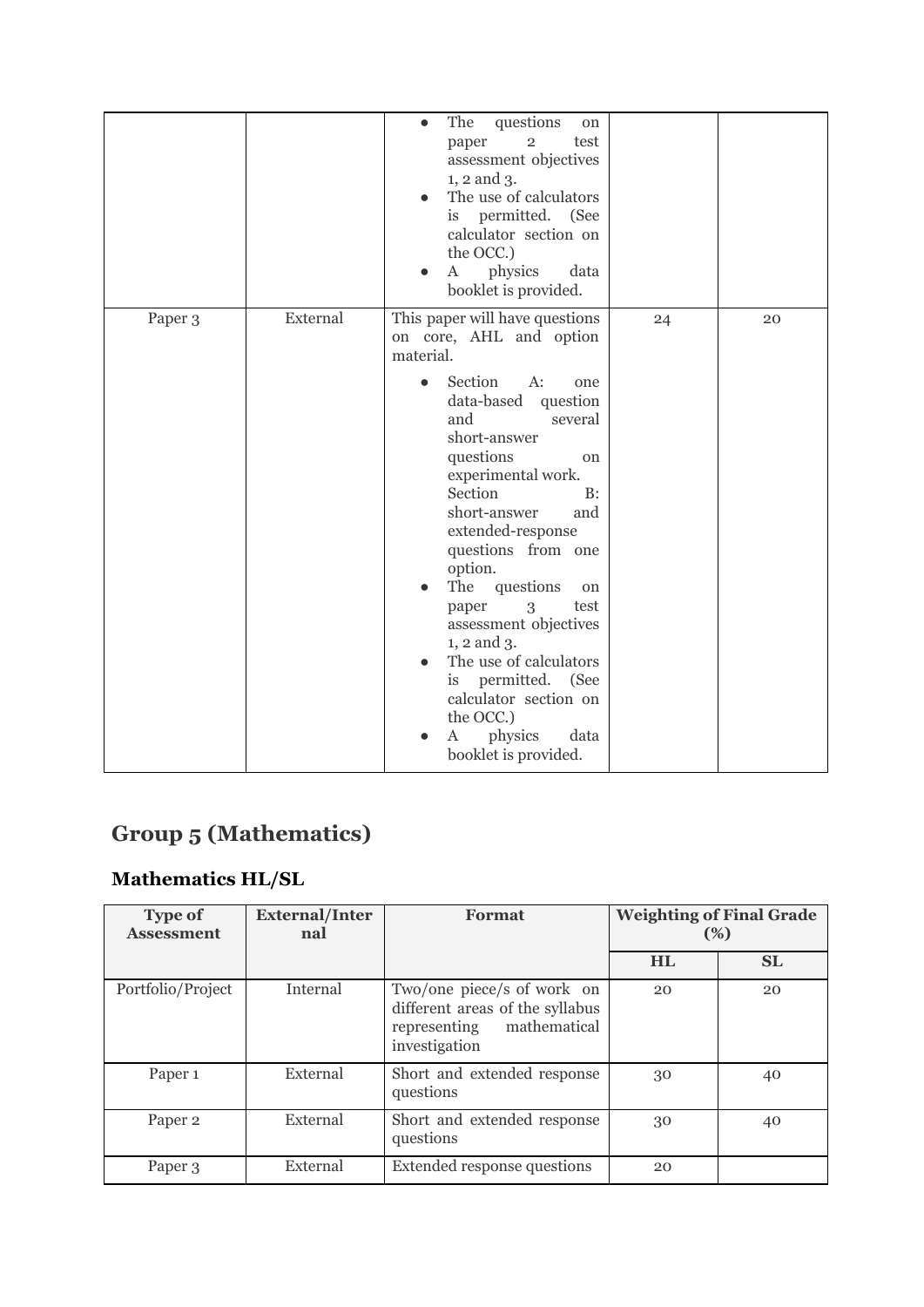| | | • The questions on paper 2 test assessment objectives 1, 2 and 3.<br>• The use of calculators is permitted. (See calculator section on the OCC.)<br>• A physics data booklet is provided. | | |
|---|---|---|---|---|
| Paper 3 | External | This paper will have questions on core, AHL and option material.<br>• Section A: one data-based question and several short-answer questions on experimental work. Section B: short-answer and extended-response questions from one option.<br>• The questions on paper 3 test assessment objectives 1, 2 and 3.<br>• The use of calculators is permitted. (See calculator section on the OCC.)<br>• A physics data booklet is provided. | 24 | 20 |

## Group 5 (Mathematics)

### Mathematics HL/SL

| Type of Assessment | External/Internal | Format | Weighting of Final Grade (%) | |
|---|---|---|---|---|
| | | | HL | SL |
| Portfolio/Project | Internal | Two/one piece/s of work on different areas of the syllabus representing mathematical investigation | 20 | 20 |
| Paper 1 | External | Short and extended response questions | 30 | 40 |
| Paper 2 | External | Short and extended response questions | 30 | 40 |
| Paper 3 | External | Extended response questions | 20 | |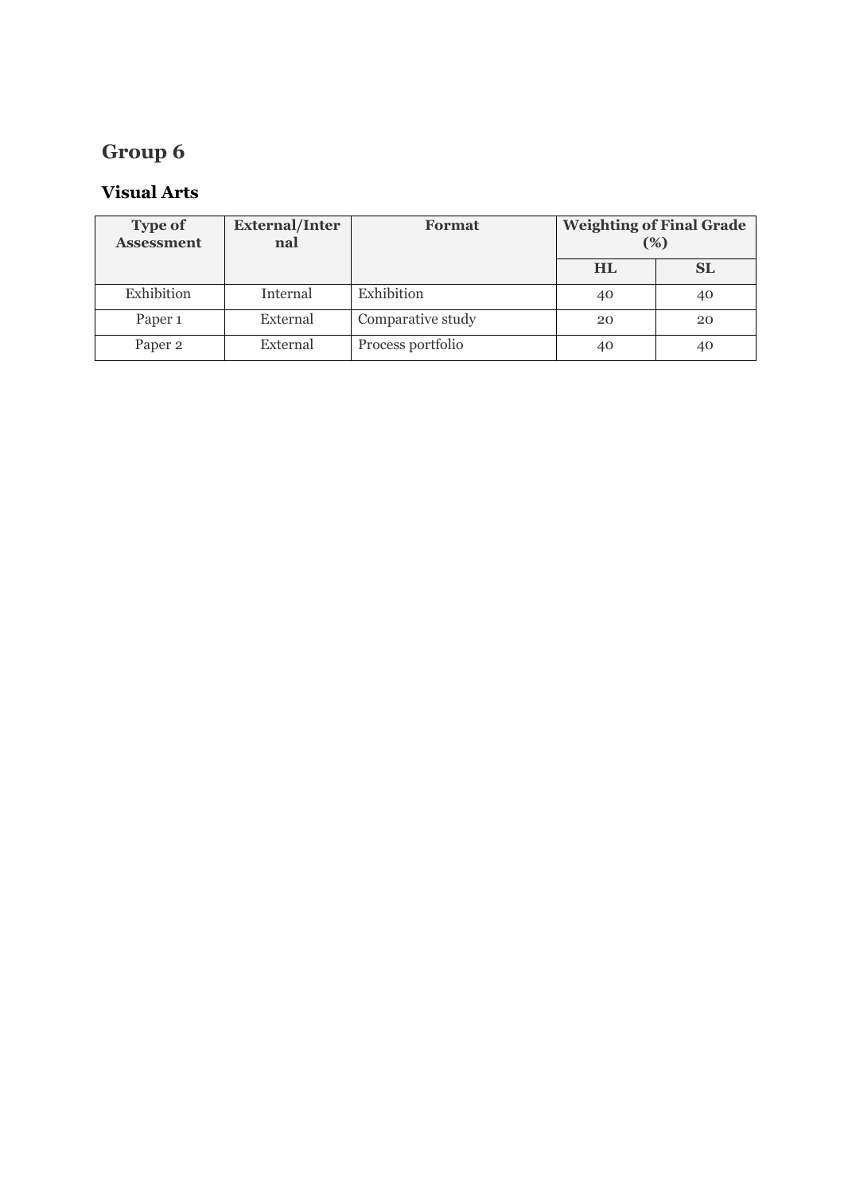# Group 6

## Visual Arts

| Type of Assessment | External/Internal | Format | Weighting of Final Grade (%) | |
|---|---|---|---|---|
| | | | HL | SL |
| Exhibition | Internal | Exhibition | 40 | 40 |
| Paper 1 | External | Comparative study | 20 | 20 |
| Paper 2 | External | Process portfolio | 40 | 40 |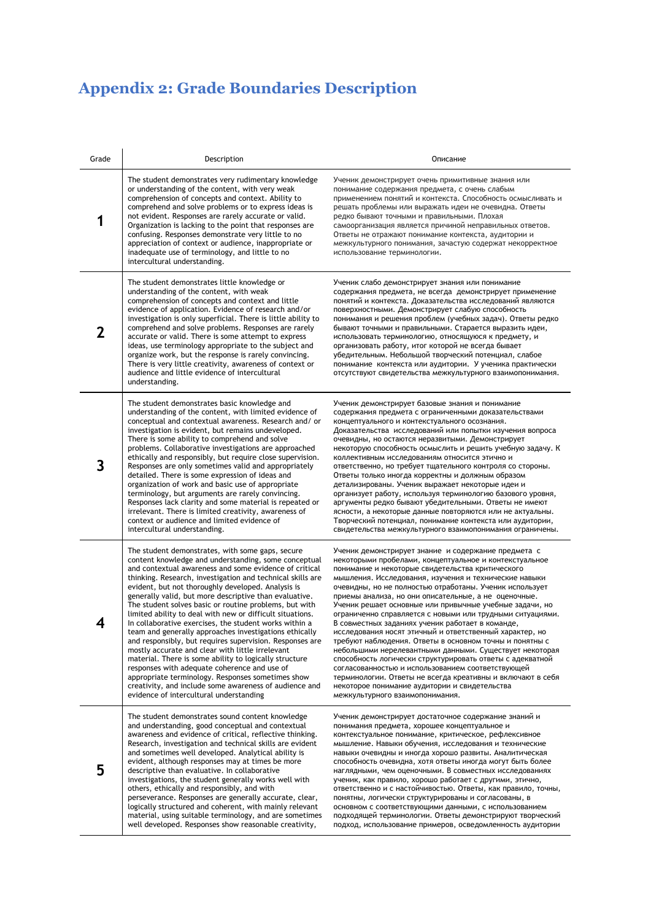## Appendix 2: Grade Boundaries Description

| Grade | Description | Описание |
|---|---|---|
| **1** | The student demonstrates very rudimentary knowledge or understanding of the content, with very weak comprehension of concepts and context. Ability to comprehend and solve problems or to express ideas is not evident. Responses are rarely accurate or valid. Organization is lacking to the point that responses are confusing. Responses demonstrate very little to no appreciation of context or audience, inappropriate or inadequate use of terminology, and little to no intercultural understanding. | Ученик демонстрирует очень примитивные знания или понимание содержания предмета, с очень слабым применением понятий и контекста. Способность осмысливать и решать проблемы или выражать идеи не очевидна. Ответы редко бывают точными и правильными. Плохая самоорганизация является причиной неправильных ответов. Ответы не отражают понимание контекста, аудитории и межкультурного понимания, зачастую содержат некорректное использование терминологии. |
| **2** | The student demonstrates little knowledge or understanding of the content, with weak comprehension of concepts and context and little evidence of application. Evidence of research and/or investigation is only superficial. There is little ability to comprehend and solve problems. Responses are rarely accurate or valid. There is some attempt to express ideas, use terminology appropriate to the subject and organize work, but the response is rarely convincing. There is very little creativity, awareness of context or audience and little evidence of intercultural understanding. | Ученик слабо демонстрирует знания или понимание содержания предмета, не всегда демонстрирует применение понятий и контекста. Доказательства исследований являются поверхностными. Демонстрирует слабую способность понимания и решения проблем (учебных задач). Ответы редко бывают точными и правильными. Старается выразить идеи, использовать терминологию, относящуюся к предмету, и организовать работу, итог которой не всегда бывает убедительным. Небольшой творческий потенциал, слабое понимание контекста или аудитории. У ученика практически отсутствуют свидетельства межкультурного взаимопонимания. |
| **3** | The student demonstrates basic knowledge and understanding of the content, with limited evidence of conceptual and contextual awareness. Research and/ or investigation is evident, but remains undeveloped. There is some ability to comprehend and solve problems. Collaborative investigations are approached ethically and responsibly, but require close supervision. Responses are only sometimes valid and appropriately detailed. There is some expression of ideas and organization of work and basic use of appropriate terminology, but arguments are rarely convincing. Responses lack clarity and some material is repeated or irrelevant. There is limited creativity, awareness of context or audience and limited evidence of intercultural understanding. | Ученик демонстрирует базовые знания и понимание содержания предмета с ограниченными доказательствами концептуального и контекстуального осознания. Доказательства исследований или попытки изучения вопроса очевидны, но остаются неразвитыми. Демонстрирует некоторую способность осмыслить и решить учебную задачу. К коллективным исследованиям относится этично и ответственно, но требует тщательного контроля со стороны. Ответы только иногда корректны и должным образом детализированы. Ученик выражает некоторые идеи и организует работу, используя терминологию базового уровня, аргументы редко бывают убедительными. Ответы не имеют ясности, а некоторые данные повторяются или не актуальны. Творческий потенциал, понимание контекста или аудитории, свидетельства межкультурного взаимопонимания ограничены. |
| **4** | The student demonstrates, with some gaps, secure content knowledge and understanding, some conceptual and contextual awareness and some evidence of critical thinking. Research, investigation and technical skills are evident, but not thoroughly developed. Analysis is generally valid, but more descriptive than evaluative. The student solves basic or routine problems, but with limited ability to deal with new or difficult situations. In collaborative exercises, the student works within a team and generally approaches investigations ethically and responsibly, but requires supervision. Responses are mostly accurate and clear with little irrelevant material. There is some ability to logically structure responses with adequate coherence and use of appropriate terminology. Responses sometimes show creativity, and include some awareness of audience and evidence of intercultural understanding | Ученик демонстрирует знание и содержание предмета с некоторыми пробелами, концептуальное и контекстуальное понимание и некоторые свидетельства критического мышления. Исследования, изучения и технические навыки очевидны, но не полностью отработаны. Ученик использует приемы анализа, но они описательные, а не оценочные. Ученик решает основные или привычные учебные задачи, но ограниченно справляется с новыми или трудными ситуациями. В совместных заданиях ученик работает в команде, исследования носят этичный и ответственный характер, но требуют наблюдения. Ответы в основном точны и понятны с небольшими нерелевантными данными. Существует некоторая способность логически структурировать ответы с адекватной согласованностью и использованием соответствующей терминологии. Ответы не всегда креативны и включают в себя некоторое понимание аудитории и свидетельства межкультурного взаимопонимания. |
| **5** | The student demonstrates sound content knowledge and understanding, good conceptual and contextual awareness and evidence of critical, reflective thinking. Research, investigation and technical skills are evident and sometimes well developed. Analytical ability is evident, although responses may at times be more descriptive than evaluative. In collaborative investigations, the student generally works well with others, ethically and responsibly, and with perseverance. Responses are generally accurate, clear, logically structured and coherent, with mainly relevant material, using suitable terminology, and are sometimes well developed. Responses show reasonable creativity, | Ученик демонстрирует достаточное содержание знаний и понимания предмета, хорошее концептуальное и контекстуальное понимание, критическое, рефлексивное мышление. Навыки обучения, исследования и технические навыки очевидны и иногда хорошо развиты. Аналитическая способность очевидна, хотя ответы иногда могут быть более наглядными, чем оценочными. В совместных исследованиях ученик, как правило, хорошо работает с другими, этично, ответственно и с настойчивостью. Ответы, как правило, точны, понятны, логически структурированы и согласованы, в основном с соответствующими данными, с использованием подходящей терминологии. Ответы демонстрируют творческий подход, использование примеров, осведомленность аудитории |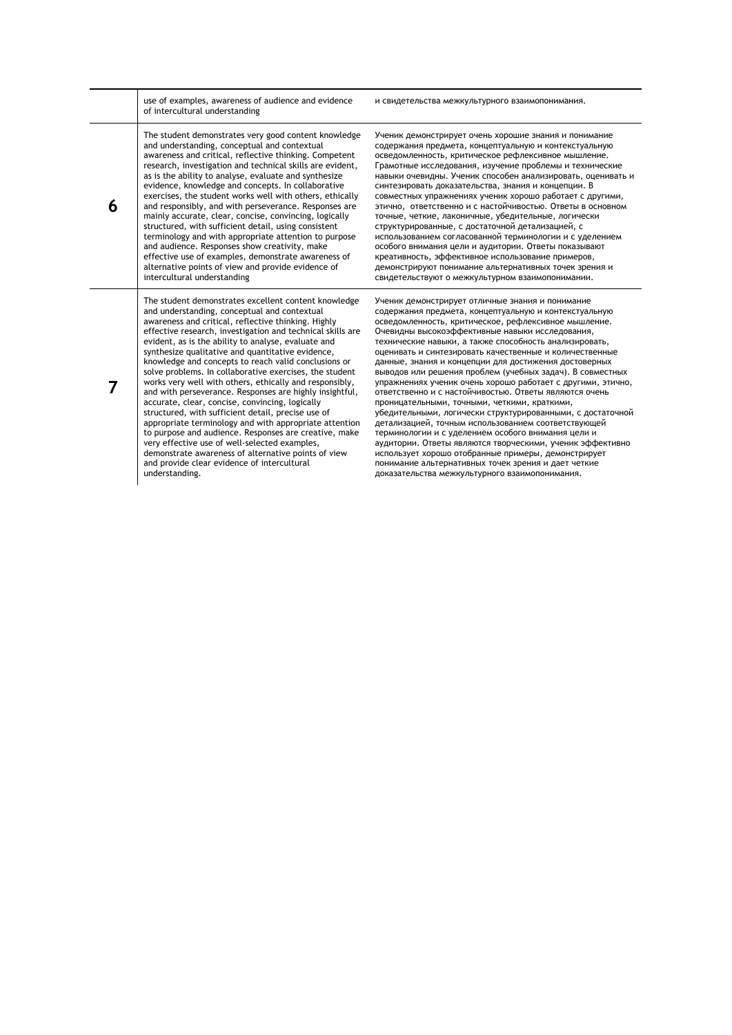| | | |
|---|---|---|
| | use of examples, awareness of audience and evidence of intercultural understanding | и свидетельства межкультурного взаимопонимания. |
| **6** | The student demonstrates very good content knowledge and understanding, conceptual and contextual awareness and critical, reflective thinking. Competent research, investigation and technical skills are evident, as is the ability to analyse, evaluate and synthesize evidence, knowledge and concepts. In collaborative exercises, the student works well with others, ethically and responsibly, and with perseverance. Responses are mainly accurate, clear, concise, convincing, logically structured, with sufficient detail, using consistent terminology and with appropriate attention to purpose and audience. Responses show creativity, make effective use of examples, demonstrate awareness of alternative points of view and provide evidence of intercultural understanding | Ученик демонстрирует очень хорошие знания и понимание содержания предмета, концептуальную и контекстуальную осведомленность, критическое рефлексивное мышление. Грамотные исследования, изучение проблемы и технические навыки очевидны. Ученик способен анализировать, оценивать и синтезировать доказательства, знания и концепции. В совместных упражнениях ученик хорошо работает с другими, этично, ответственно и с настойчивостью. Ответы в основном точные, четкие, лаконичные, убедительные, логически структурированные, с достаточной детализацией, с использованием согласованной терминологии и с уделением особого внимания цели и аудитории. Ответы показывают креативность, эффективное использование примеров, демонстрируют понимание альтернативных точек зрения и свидетельствуют о межкультурном взаимопонимании. |
| **7** | The student demonstrates excellent content knowledge and understanding, conceptual and contextual awareness and critical, reflective thinking. Highly effective research, investigation and technical skills are evident, as is the ability to analyse, evaluate and synthesize qualitative and quantitative evidence, knowledge and concepts to reach valid conclusions or solve problems. In collaborative exercises, the student works very well with others, ethically and responsibly, and with perseverance. Responses are highly insightful, accurate, clear, concise, convincing, logically structured, with sufficient detail, precise use of appropriate terminology and with appropriate attention to purpose and audience. Responses are creative, make very effective use of well-selected examples, demonstrate awareness of alternative points of view and provide clear evidence of intercultural understanding. | Ученик демонстрирует отличные знания и понимание содержания предмета, концептуальную и контекстуальную осведомленность, критическое, рефлексивное мышление. Очевидны высокоэффективные навыки исследования, технические навыки, а также способность анализировать, оценивать и синтезировать качественные и количественные данные, знания и концепции для достижения достоверных выводов или решения проблем (учебных задач). В совместных упражнениях ученик очень хорошо работает с другими, этично, ответственно и с настойчивостью. Ответы являются очень проницательными, точными, четкими, краткими, убедительными, логически структурированными, с достаточной детализацией, точным использованием соответствующей терминологии и с уделением особого внимания цели и аудитории. Ответы являются творческими, ученик эффективно использует хорошо отобранные примеры, демонстрирует понимание альтернативных точек зрения и дает четкие доказательства межкультурного взаимопонимания. |